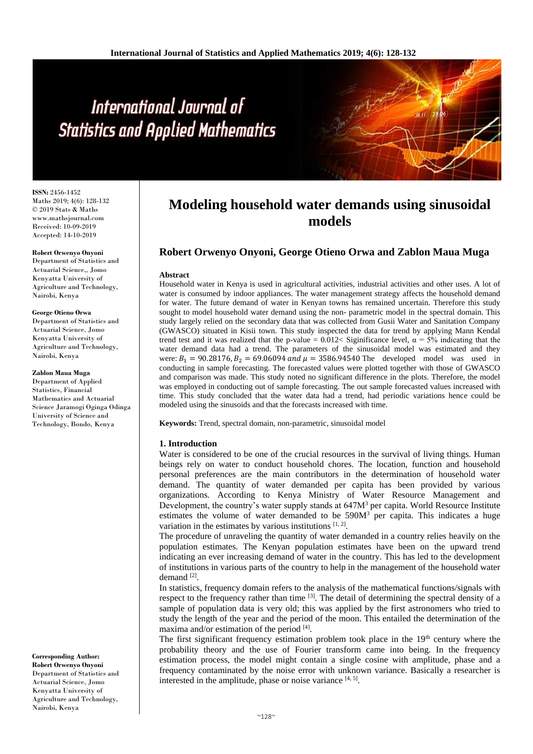# Modeling household water demands using sinusoidal models

**Robert Orwenyo Onyoni, George Otieno Orwa and Zablon Maua Muga**

ISSN: 2456-1452
Maths 2019; 4(6): 128-132
© 2019 Stats & Maths
www.mathsjournal.com
Received: 10-09-2019
Accepted: 14-10-2019

**Robert Orwenyo Onyoni**
Department of Statistics and Actuarial Science,, Jomo Kenyatta University of Agriculture and Technology, Nairobi, Kenya

**George Otieno Orwa**
Department of Statistics and Actuarial Science, Jomo Kenyatta University of Agriculture and Technology, Nairobi, Kenya

**Zablon Maua Muga**
Department of Applied Statistics, Financial Mathematics and Actuarial Science Jaramogi Oginga Odinga University of Science and Technology, Bondo, Kenya

**Corresponding Author:**
**Robert Orwenyo Onyoni**
Department of Statistics and Actuarial Science, Jomo Kenyatta University of Agriculture and Technology, Nairobi, Kenya

### Abstract

Household water in Kenya is used in agricultural activities, industrial activities and other uses. A lot of water is consumed by indoor appliances. The water management strategy affects the household demand for water. The future demand of water in Kenyan towns has remained uncertain. Therefore this study sought to model household water demand using the non- parametric model in the spectral domain. This study largely relied on the secondary data that was collected from Gusii Water and Sanitation Company (GWASCO) situated in Kisii town. This study inspected the data for trend by applying Mann Kendal trend test and it was realized that the p-value = 0.012< Siginificance level, $\alpha = 5\%$ indicating that the water demand data had a trend. The parameters of the sinusoidal model was estimated and they were: $B_1 = 90.28176, B_2 = 69.06094$ *and* $\mu = 3586.94540$ The developed model was used in conducting in sample forecasting. The forecasted values were plotted together with those of GWASCO and comparison was made. This study noted no significant difference in the plots. Therefore, the model was employed in conducting out of sample forecasting. The out sample forecasted values increased with time. This study concluded that the water data had a trend, had periodic variations hence could be modeled using the sinusoids and that the forecasts increased with time.

**Keywords:** Trend, spectral domain, non-parametric, sinusoidal model

### 1. Introduction

Water is considered to be one of the crucial resources in the survival of living things. Human beings rely on water to conduct household chores. The location, function and household personal preferences are the main contributors in the determination of household water demand. The quantity of water demanded per capita has been provided by various organizations. According to Kenya Ministry of Water Resource Management and Development, the country's water supply stands at $647M^3$ per capita. World Resource Institute estimates the volume of water demanded to be $590M^3$ per capita. This indicates a huge variation in the estimates by various institutions [1, 2].

The procedure of unraveling the quantity of water demanded in a country relies heavily on the population estimates. The Kenyan population estimates have been on the upward trend indicating an ever increasing demand of water in the country. This has led to the development of institutions in various parts of the country to help in the management of the household water demand [2].

In statistics, frequency domain refers to the analysis of the mathematical functions/signals with respect to the frequency rather than time [3]. The detail of determining the spectral density of a sample of population data is very old; this was applied by the first astronomers who tried to study the length of the year and the period of the moon. This entailed the determination of the maxima and/or estimation of the period [4].

The first significant frequency estimation problem took place in the 19th century where the probability theory and the use of Fourier transform came into being. In the frequency estimation process, the model might contain a single cosine with amplitude, phase and a frequency contaminated by the noise error with unknown variance. Basically a researcher is interested in the amplitude, phase or noise variance [4, 5].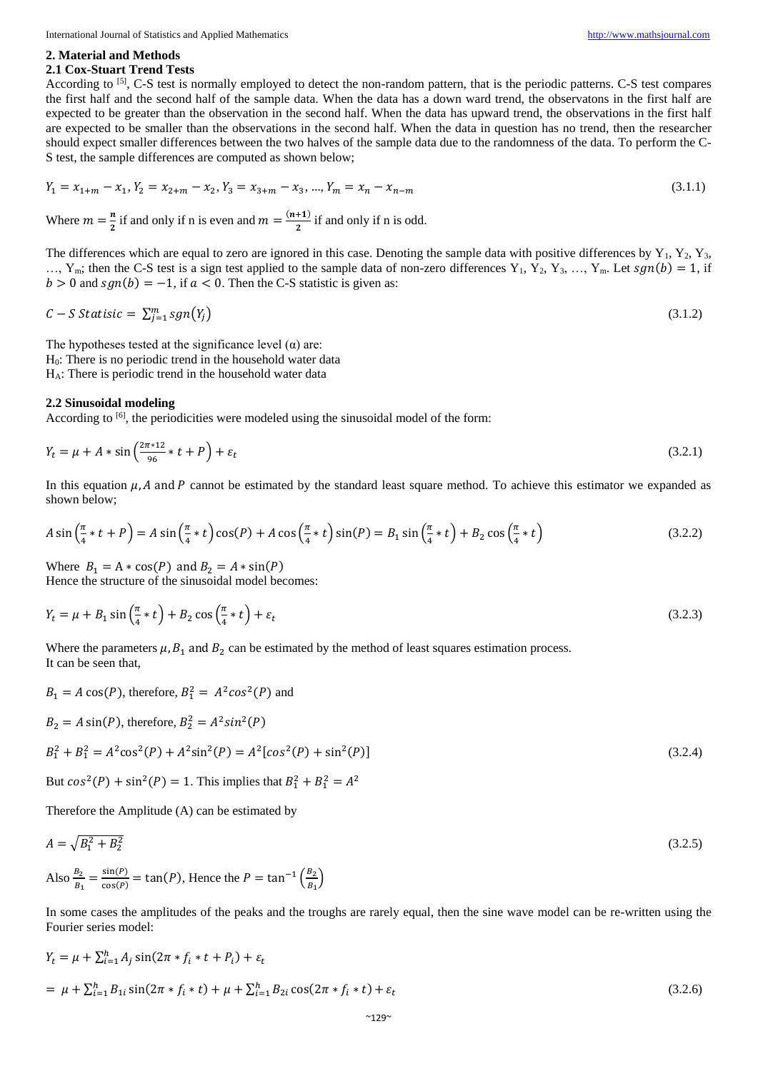## 2. Material and Methods

### 2.1 Cox-Stuart Trend Tests

According to [5], C-S test is normally employed to detect the non-random pattern, that is the periodic patterns. C-S test compares the first half and the second half of the sample data. When the data has a down ward trend, the observatons in the first half are expected to be greater than the observation in the second half. When the data has upward trend, the observations in the first half are expected to be smaller than the observations in the second half. When the data in question has no trend, then the researcher should expect smaller differences between the two halves of the sample data due to the randomness of the data. To perform the C-S test, the sample differences are computed as shown below;

$$Y_1 = x_{1+m} - x_1, Y_2 = x_{2+m} - x_2, Y_3 = x_{3+m} - x_3, ..., Y_m = x_n - x_{n-m} \tag{3.1.1}$$

Where $m = \frac{n}{2}$ if and only if n is even and $m = \frac{(n+1)}{2}$ if and only if n is odd.

The differences which are equal to zero are ignored in this case. Denoting the sample data with positive differences by $Y_1, Y_2, Y_3, \ldots, Y_m$; then the C-S test is a sign test applied to the sample data of non-zero differences $Y_1, Y_2, Y_3, \ldots, Y_m$. Let $sgn(b) = 1$, if $b > 0$ and $sgn(b) = -1$, if $a < 0$. Then the C-S statistic is given as:

$$C - S\ Statisic = \sum_{j=1}^{m} sgn(Y_j) \tag{3.1.2}$$

The hypotheses tested at the significance level (α) are:
$H_0$: There is no periodic trend in the household water data
$H_A$: There is periodic trend in the household water data

### 2.2 Sinusoidal modeling

According to [6], the periodicities were modeled using the sinusoidal model of the form:

$$Y_t = \mu + A * \sin\left(\frac{2\pi * 12}{96} * t + P\right) + \varepsilon_t \tag{3.2.1}$$

In this equation $\mu, A$ and $P$ cannot be estimated by the standard least square method. To achieve this estimator we expanded as shown below;

$$A \sin\left(\frac{\pi}{4} * t + P\right) = A \sin\left(\frac{\pi}{4} * t\right)\cos(P) + A\cos\left(\frac{\pi}{4} * t\right)\sin(P) = B_1 \sin\left(\frac{\pi}{4} * t\right) + B_2 \cos\left(\frac{\pi}{4} * t\right) \tag{3.2.2}$$

Where $B_1 = A * \cos(P)$ and $B_2 = A * \sin(P)$
Hence the structure of the sinusoidal model becomes:

$$Y_t = \mu + B_1 \sin\left(\frac{\pi}{4} * t\right) + B_2 \cos\left(\frac{\pi}{4} * t\right) + \varepsilon_t \tag{3.2.3}$$

Where the parameters $\mu, B_1$ and $B_2$ can be estimated by the method of least squares estimation process.
It can be seen that,

$B_1 = A\cos(P)$, therefore, $B_1^2 = A^2 cos^2(P)$ and

$B_2 = A\sin(P)$, therefore, $B_2^2 = A^2 sin^2(P)$

$$B_1^2 + B_1^2 = A^2\cos^2(P) + A^2\sin^2(P) = A^2[cos^2(P) + \sin^2(P)] \tag{3.2.4}$$

But $cos^2(P) + \sin^2(P) = 1$. This implies that $B_1^2 + B_1^2 = A^2$

Therefore the Amplitude (A) can be estimated by

$$A = \sqrt{B_1^2 + B_2^2} \tag{3.2.5}$$

Also $\frac{B_2}{B_1} = \frac{\sin(P)}{\cos(P)} = \tan(P)$, Hence the $P = \tan^{-1}\left(\frac{B_2}{B_1}\right)$

In some cases the amplitudes of the peaks and the troughs are rarely equal, then the sine wave model can be re-written using the Fourier series model:

$$Y_t = \mu + \sum_{i=1}^{h} A_j \sin(2\pi * f_i * t + P_i) + \varepsilon_t$$

$$= \mu + \sum_{i=1}^{h} B_{1i} \sin(2\pi * f_i * t) + \mu + \sum_{i=1}^{h} B_{2i} \cos(2\pi * f_i * t) + \varepsilon_t \tag{3.2.6}$$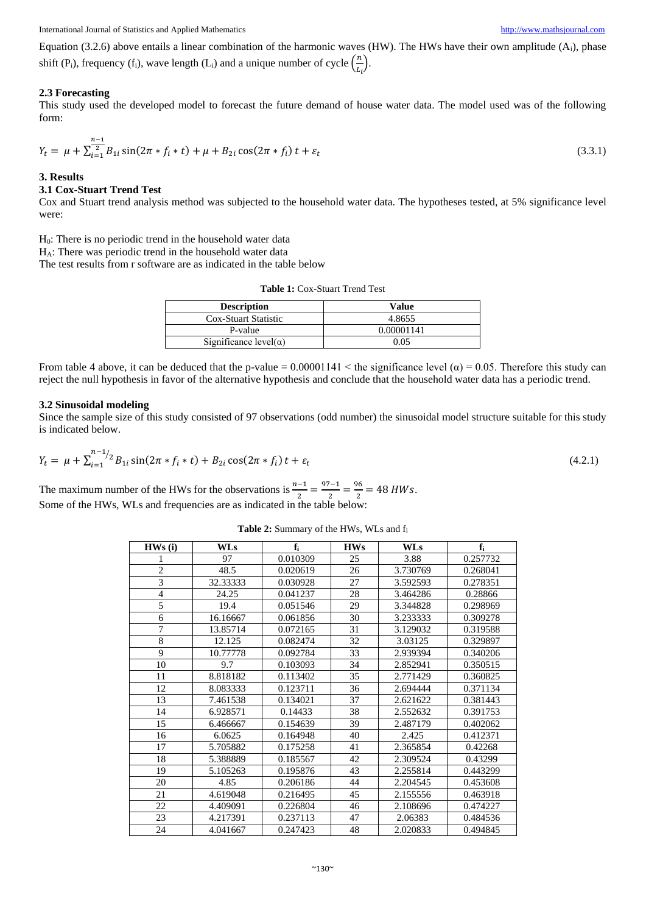Equation (3.2.6) above entails a linear combination of the harmonic waves (HW). The HWs have their own amplitude ($A_i$), phase shift ($P_i$), frequency ($f_i$), wave length ($L_i$) and a unique number of cycle $\left(\frac{n}{L_i}\right)$.

### 2.3 Forecasting

This study used the developed model to forecast the future demand of house water data. The model used was of the following form:

$$Y_t = \mu + \sum_{i=1}^{\frac{n-1}{2}} B_{1i} \sin(2\pi * f_i * t) + \mu + B_{2i} \cos(2\pi * f_i)\, t + \varepsilon_t \tag{3.3.1}$$

## 3. Results

### 3.1 Cox-Stuart Trend Test

Cox and Stuart trend analysis method was subjected to the household water data. The hypotheses tested, at 5% significance level were:

$H_0$: There is no periodic trend in the household water data
$H_A$: There was periodic trend in the household water data
The test results from r software are as indicated in the table below

**Table 1:** Cox-Stuart Trend Test

| Description | Value |
|---|---|
| Cox-Stuart Statistic | 4.8655 |
| P-value | 0.00001141 |
| Significance level(α) | 0.05 |

From table 4 above, it can be deduced that the p-value = 0.00001141 < the significance level (α) = 0.05. Therefore this study can reject the null hypothesis in favor of the alternative hypothesis and conclude that the household water data has a periodic trend.

### 3.2 Sinusoidal modeling

Since the sample size of this study consisted of 97 observations (odd number) the sinusoidal model structure suitable for this study is indicated below.

$$Y_t = \mu + \sum_{i=1}^{n-1/2} B_{1i} \sin(2\pi * f_i * t) + B_{2i} \cos(2\pi * f_i)\, t + \varepsilon_t \tag{4.2.1}$$

The maximum number of the HWs for the observations is $\frac{n-1}{2} = \frac{97-1}{2} = \frac{96}{2} = 48\ HWs$.
Some of the HWs, WLs and frequencies are as indicated in the table below:

**Table 2:** Summary of the HWs, WLs and $f_i$

| HWs (i) | WLs | $f_i$ | HWs | WLs | $f_i$ |
|---|---|---|---|---|---|
| 1 | 97 | 0.010309 | 25 | 3.88 | 0.257732 |
| 2 | 48.5 | 0.020619 | 26 | 3.730769 | 0.268041 |
| 3 | 32.33333 | 0.030928 | 27 | 3.592593 | 0.278351 |
| 4 | 24.25 | 0.041237 | 28 | 3.464286 | 0.28866 |
| 5 | 19.4 | 0.051546 | 29 | 3.344828 | 0.298969 |
| 6 | 16.16667 | 0.061856 | 30 | 3.233333 | 0.309278 |
| 7 | 13.85714 | 0.072165 | 31 | 3.129032 | 0.319588 |
| 8 | 12.125 | 0.082474 | 32 | 3.03125 | 0.329897 |
| 9 | 10.77778 | 0.092784 | 33 | 2.939394 | 0.340206 |
| 10 | 9.7 | 0.103093 | 34 | 2.852941 | 0.350515 |
| 11 | 8.818182 | 0.113402 | 35 | 2.771429 | 0.360825 |
| 12 | 8.083333 | 0.123711 | 36 | 2.694444 | 0.371134 |
| 13 | 7.461538 | 0.134021 | 37 | 2.621622 | 0.381443 |
| 14 | 6.928571 | 0.14433 | 38 | 2.552632 | 0.391753 |
| 15 | 6.466667 | 0.154639 | 39 | 2.487179 | 0.402062 |
| 16 | 6.0625 | 0.164948 | 40 | 2.425 | 0.412371 |
| 17 | 5.705882 | 0.175258 | 41 | 2.365854 | 0.42268 |
| 18 | 5.388889 | 0.185567 | 42 | 2.309524 | 0.43299 |
| 19 | 5.105263 | 0.195876 | 43 | 2.255814 | 0.443299 |
| 20 | 4.85 | 0.206186 | 44 | 2.204545 | 0.453608 |
| 21 | 4.619048 | 0.216495 | 45 | 2.155556 | 0.463918 |
| 22 | 4.409091 | 0.226804 | 46 | 2.108696 | 0.474227 |
| 23 | 4.217391 | 0.237113 | 47 | 2.06383 | 0.484536 |
| 24 | 4.041667 | 0.247423 | 48 | 2.020833 | 0.494845 |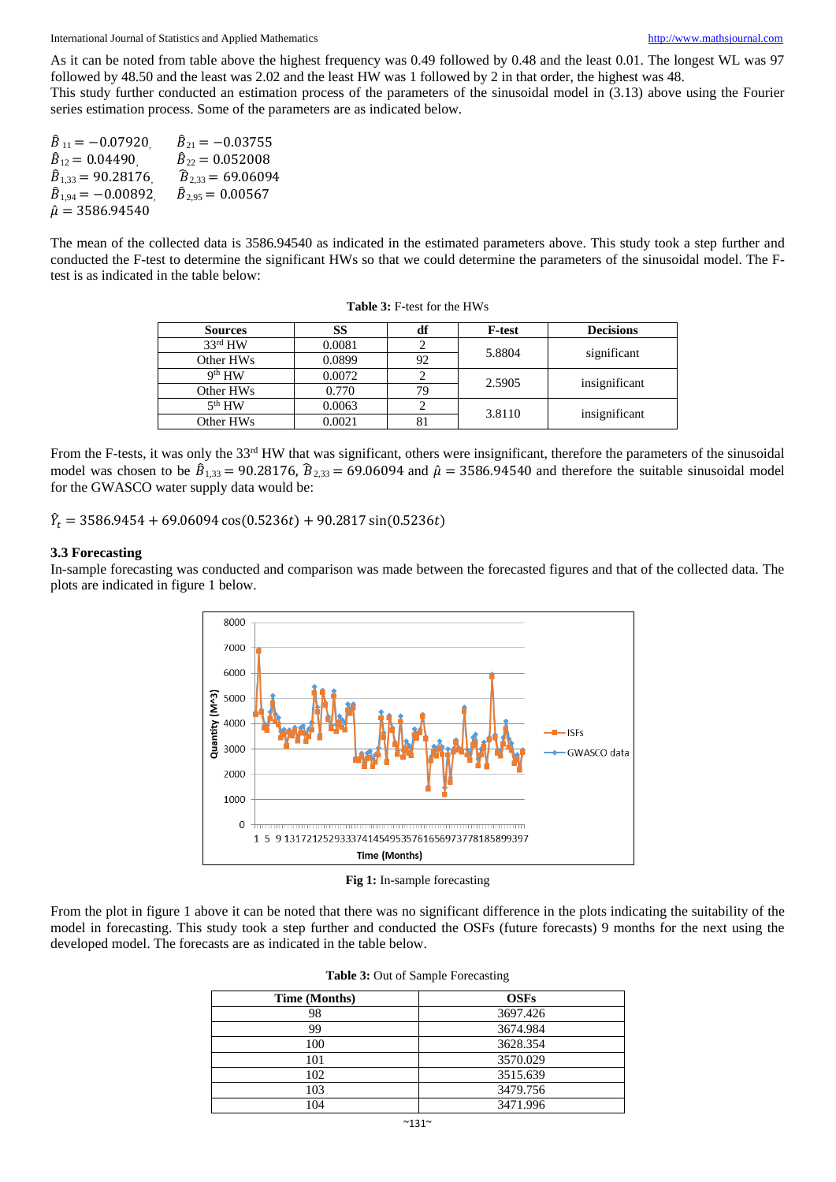As it can be noted from table above the highest frequency was 0.49 followed by 0.48 and the least 0.01. The longest WL was 97 followed by 48.50 and the least was 2.02 and the least HW was 1 followed by 2 in that order, the highest was 48.

This study further conducted an estimation process of the parameters of the sinusoidal model in (3.13) above using the Fourier series estimation process. Some of the parameters are as indicated below.

$\hat{B}_{11} = -0.07920$, $\hat{B}_{21} = -0.03755$
$\hat{B}_{12} = 0.04490$, $\hat{B}_{22} = 0.052008$
$\hat{B}_{1,33} = 90.28176$, $\hat{B}_{2,33} = 69.06094$
$\hat{B}_{1,94} = -0.00892$, $\hat{B}_{2,95} = 0.00567$
$\hat{\mu} = 3586.94540$

The mean of the collected data is 3586.94540 as indicated in the estimated parameters above. This study took a step further and conducted the F-test to determine the significant HWs so that we could determine the parameters of the sinusoidal model. The F-test is as indicated in the table below:

**Table 3:** F-test for the HWs

| Sources | SS | df | F-test | Decisions |
|---|---|---|---|---|
| 33rd HW | 0.0081 | 2 | 5.8804 | significant |
| Other HWs | 0.0899 | 92 | | |
| 9th HW | 0.0072 | 2 | 2.5905 | insignificant |
| Other HWs | 0.770 | 79 | | |
| 5th HW | 0.0063 | 2 | 3.8110 | insignificant |
| Other HWs | 0.0021 | 81 | | |

From the F-tests, it was only the 33rd HW that was significant, others were insignificant, therefore the parameters of the sinusoidal model was chosen to be $\hat{B}_{1,33} = 90.28176$, $\hat{B}_{2,33} = 69.06094$ and $\hat{\mu} = 3586.94540$ and therefore the suitable sinusoidal model for the GWASCO water supply data would be:

$$\hat{Y}_t = 3586.9454 + 69.06094\cos(0.5236t) + 90.2817\sin(0.5236t)$$

### 3.3 Forecasting

In-sample forecasting was conducted and comparison was made between the forecasted figures and that of the collected data. The plots are indicated in figure 1 below.

**Fig 1:** In-sample forecasting

From the plot in figure 1 above it can be noted that there was no significant difference in the plots indicating the suitability of the model in forecasting. This study took a step further and conducted the OSFs (future forecasts) 9 months for the next using the developed model. The forecasts are as indicated in the table below.

**Table 3:** Out of Sample Forecasting

| Time (Months) | OSFs |
|---|---|
| 98 | 3697.426 |
| 99 | 3674.984 |
| 100 | 3628.354 |
| 101 | 3570.029 |
| 102 | 3515.639 |
| 103 | 3479.756 |
| 104 | 3471.996 |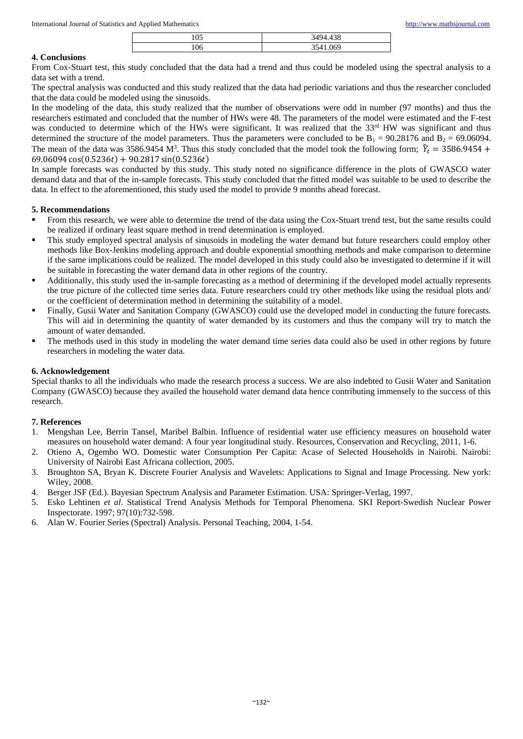| | |
|---|---|
| 105 | 3494.438 |
| 106 | 3541.069 |

## 4. Conclusions

From Cox-Stuart test, this study concluded that the data had a trend and thus could be modeled using the spectral analysis to a data set with a trend.

The spectral analysis was conducted and this study realized that the data had periodic variations and thus the researcher concluded that the data could be modeled using the sinusoids.

In the modeling of the data, this study realized that the number of observations were odd in number (97 months) and thus the researchers estimated and concluded that the number of HWs were 48. The parameters of the model were estimated and the F-test was conducted to determine which of the HWs were significant. It was realized that the 33rd HW was significant and thus determined the structure of the model parameters. Thus the parameters were concluded to be $B_1 = 90.28176$ and $B_2 = 69.06094$. The mean of the data was 3586.9454 $M^3$. Thus this study concluded that the model took the following form; $\hat{Y}_t = 3586.9454 + 69.06094\cos(0.5236t) + 90.2817\sin(0.5236t)$

In sample forecasts was conducted by this study. This study noted no significance difference in the plots of GWASCO water demand data and that of the in-sample forecasts. This study concluded that the fitted model was suitable to be used to describe the data. In effect to the aforementioned, this study used the model to provide 9 months ahead forecast.

## 5. Recommendations

- From this research, we were able to determine the trend of the data using the Cox-Stuart trend test, but the same results could be realized if ordinary least square method in trend determination is employed.
- This study employed spectral analysis of sinusoids in modeling the water demand but future researchers could employ other methods like Box-Jenkins modeling approach and double exponential smoothing methods and make comparison to determine if the same implications could be realized. The model developed in this study could also be investigated to determine if it will be suitable in forecasting the water demand data in other regions of the country.
- Additionally, this study used the in-sample forecasting as a method of determining if the developed model actually represents the true picture of the collected time series data. Future researchers could try other methods like using the residual plots and/ or the coefficient of determination method in determining the suitability of a model.
- Finally, Gusii Water and Sanitation Company (GWASCO) could use the developed model in conducting the future forecasts. This will aid in determining the quantity of water demanded by its customers and thus the company will try to match the amount of water demanded.
- The methods used in this study in modeling the water demand time series data could also be used in other regions by future researchers in modeling the water data.

## 6. Acknowledgement

Special thanks to all the individuals who made the research process a success. We are also indebted to Gusii Water and Sanitation Company (GWASCO) because they availed the household water demand data hence contributing immensely to the success of this research.

## 7. References

1. Mengshan Lee, Berrin Tansel, Maribel Balbin. Influence of residential water use efficiency measures on household water measures on household water demand: A four year longitudinal study. Resources, Conservation and Recycling, 2011, 1-6.
2. Otieno A, Ogembo WO. Domestic water Consumption Per Capita: Acase of Selected Households in Nairobi. Nairobi: University of Nairobi East Africana collection, 2005.
3. Broughton SA, Bryan K. Discrete Fourier Analysis and Wavelets: Applications to Signal and Image Processing. New york: Wiley, 2008.
4. Berger JSF (Ed.). Bayesian Spectrum Analysis and Parameter Estimation. USA: Springer-Verlag, 1997.
5. Esko Lehtinen *et al*. Statistical Trend Analysis Methods for Temporal Phenomena. SKI Report-Swedish Nuclear Power Inspectorate. 1997; 97(10):732-598.
6. Alan W. Fourier Series (Spectral) Analysis. Personal Teaching, 2004, 1-54.